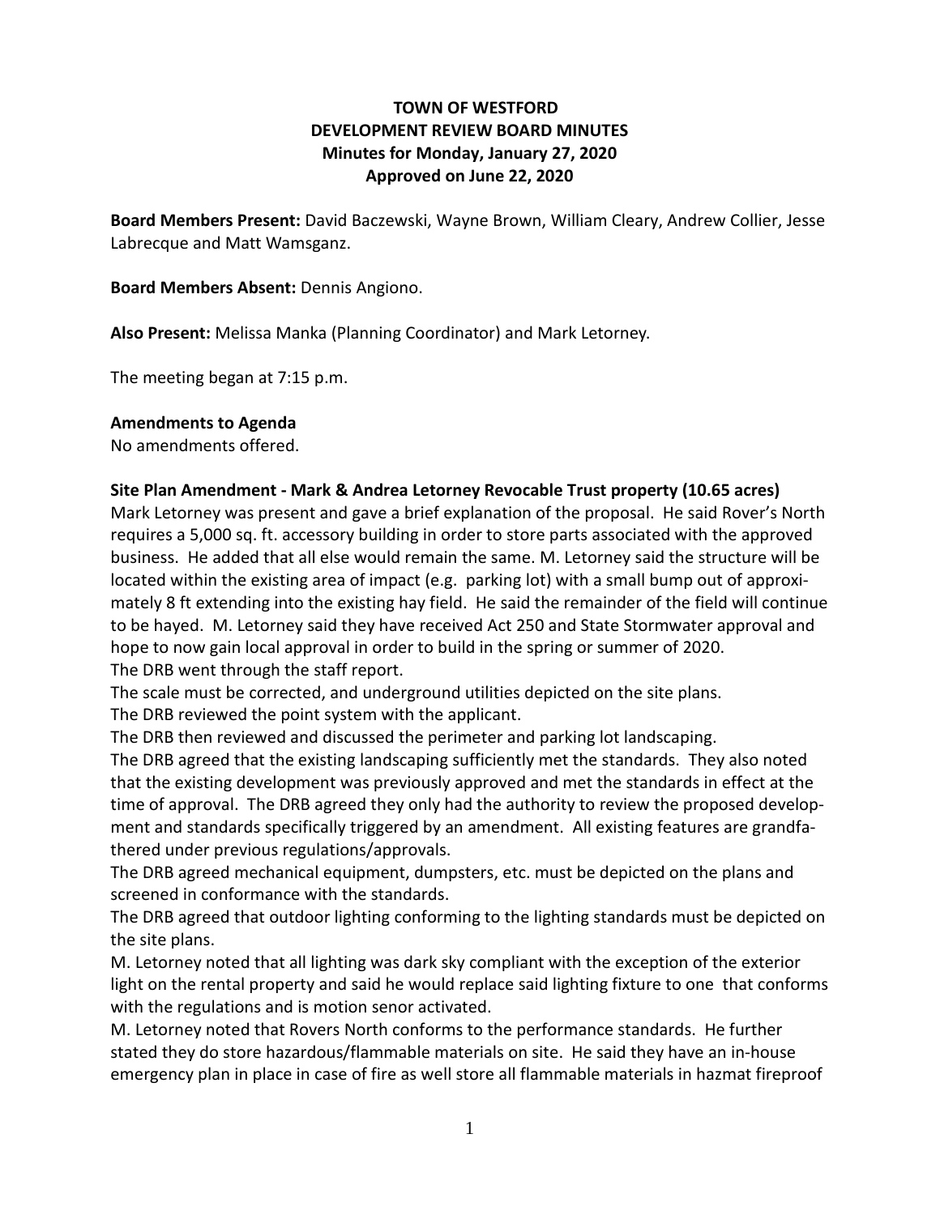# TOWN OF WESTFORD
## DEVELOPMENT REVIEW BOARD MINUTES
### Minutes for Monday, January 27, 2020
### Approved on June 22, 2020

**Board Members Present:** David Baczewski, Wayne Brown, William Cleary, Andrew Collier, Jesse Labrecque and Matt Wamsganz.

**Board Members Absent:** Dennis Angiono.

**Also Present:** Melissa Manka (Planning Coordinator) and Mark Letorney.

The meeting began at 7:15 p.m.

**Amendments to Agenda**

No amendments offered.

**Site Plan Amendment - Mark & Andrea Letorney Revocable Trust property (10.65 acres)**

Mark Letorney was present and gave a brief explanation of the proposal. He said Rover's North requires a 5,000 sq. ft. accessory building in order to store parts associated with the approved business. He added that all else would remain the same. M. Letorney said the structure will be located within the existing area of impact (e.g. parking lot) with a small bump out of approximately 8 ft extending into the existing hay field. He said the remainder of the field will continue to be hayed. M. Letorney said they have received Act 250 and State Stormwater approval and hope to now gain local approval in order to build in the spring or summer of 2020.

The DRB went through the staff report.

The scale must be corrected, and underground utilities depicted on the site plans.

The DRB reviewed the point system with the applicant.

The DRB then reviewed and discussed the perimeter and parking lot landscaping.

The DRB agreed that the existing landscaping sufficiently met the standards. They also noted that the existing development was previously approved and met the standards in effect at the time of approval. The DRB agreed they only had the authority to review the proposed development and standards specifically triggered by an amendment. All existing features are grandfathered under previous regulations/approvals.

The DRB agreed mechanical equipment, dumpsters, etc. must be depicted on the plans and screened in conformance with the standards.

The DRB agreed that outdoor lighting conforming to the lighting standards must be depicted on the site plans.

M. Letorney noted that all lighting was dark sky compliant with the exception of the exterior light on the rental property and said he would replace said lighting fixture to one that conforms with the regulations and is motion senor activated.

M. Letorney noted that Rovers North conforms to the performance standards. He further stated they do store hazardous/flammable materials on site. He said they have an in-house emergency plan in place in case of fire as well store all flammable materials in hazmat fireproof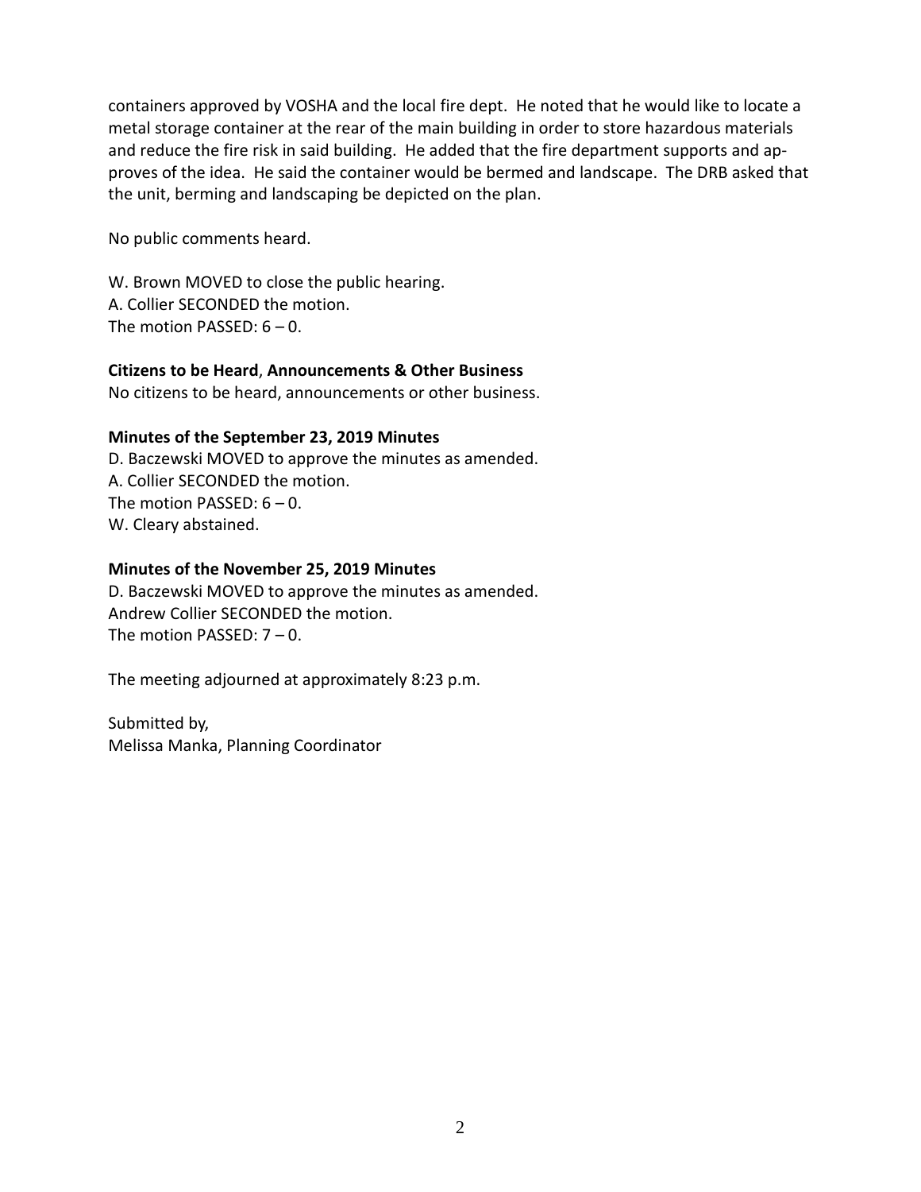containers approved by VOSHA and the local fire dept. He noted that he would like to locate a metal storage container at the rear of the main building in order to store hazardous materials and reduce the fire risk in said building. He added that the fire department supports and approves of the idea. He said the container would be bermed and landscape. The DRB asked that the unit, berming and landscaping be depicted on the plan.

No public comments heard.

W. Brown MOVED to close the public hearing.
A. Collier SECONDED the motion.
The motion PASSED: 6 – 0.

**Citizens to be Heard**, **Announcements & Other Business**
No citizens to be heard, announcements or other business.

**Minutes of the September 23, 2019 Minutes**
D. Baczewski MOVED to approve the minutes as amended.
A. Collier SECONDED the motion.
The motion PASSED: 6 – 0.
W. Cleary abstained.

**Minutes of the November 25, 2019 Minutes**
D. Baczewski MOVED to approve the minutes as amended.
Andrew Collier SECONDED the motion.
The motion PASSED: 7 – 0.

The meeting adjourned at approximately 8:23 p.m.

Submitted by,
Melissa Manka, Planning Coordinator